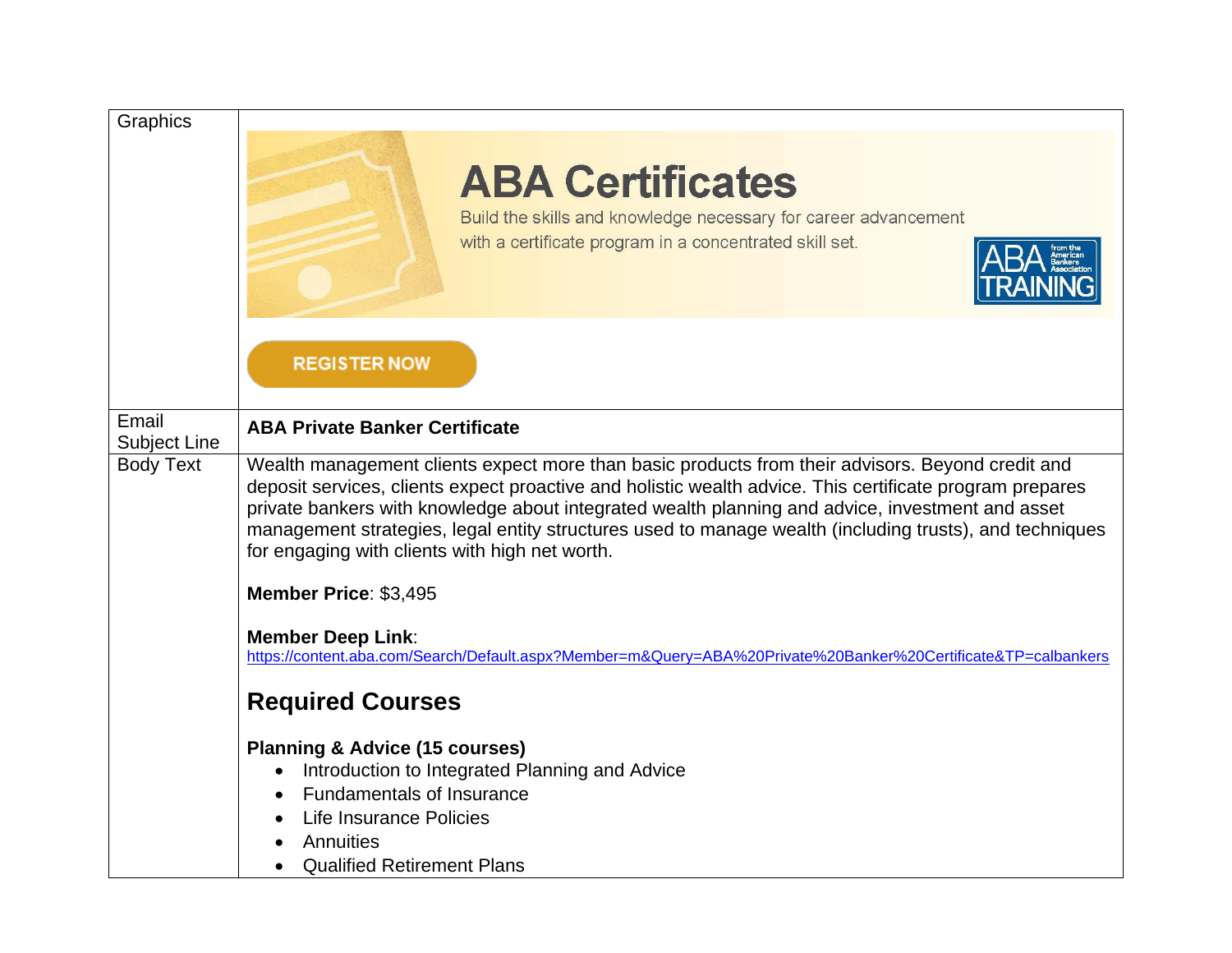| Graphics | ABA Certificates<br>Build the skills and knowledge necessary for career advancement with a certificate program in a concentrated skill set.<br>ABA TRAINING from the American Bankers Association<br>REGISTER NOW |
|---|---|
| Email Subject Line | **ABA Private Banker Certificate** |
| Body Text | Wealth management clients expect more than basic products from their advisors. Beyond credit and deposit services, clients expect proactive and holistic wealth advice. This certificate program prepares private bankers with knowledge about integrated wealth planning and advice, investment and asset management strategies, legal entity structures used to manage wealth (including trusts), and techniques for engaging with clients with high net worth.<br><br>**Member Price**: $3,495<br><br>**Member Deep Link**:<br>https://content.aba.com/Search/Default.aspx?Member=m&Query=ABA%20Private%20Banker%20Certificate&TP=calbankers<br><br>**Required Courses**<br><br>**Planning & Advice (15 courses)**<br>• Introduction to Integrated Planning and Advice<br>• Fundamentals of Insurance<br>• Life Insurance Policies<br>• Annuities<br>• Qualified Retirement Plans |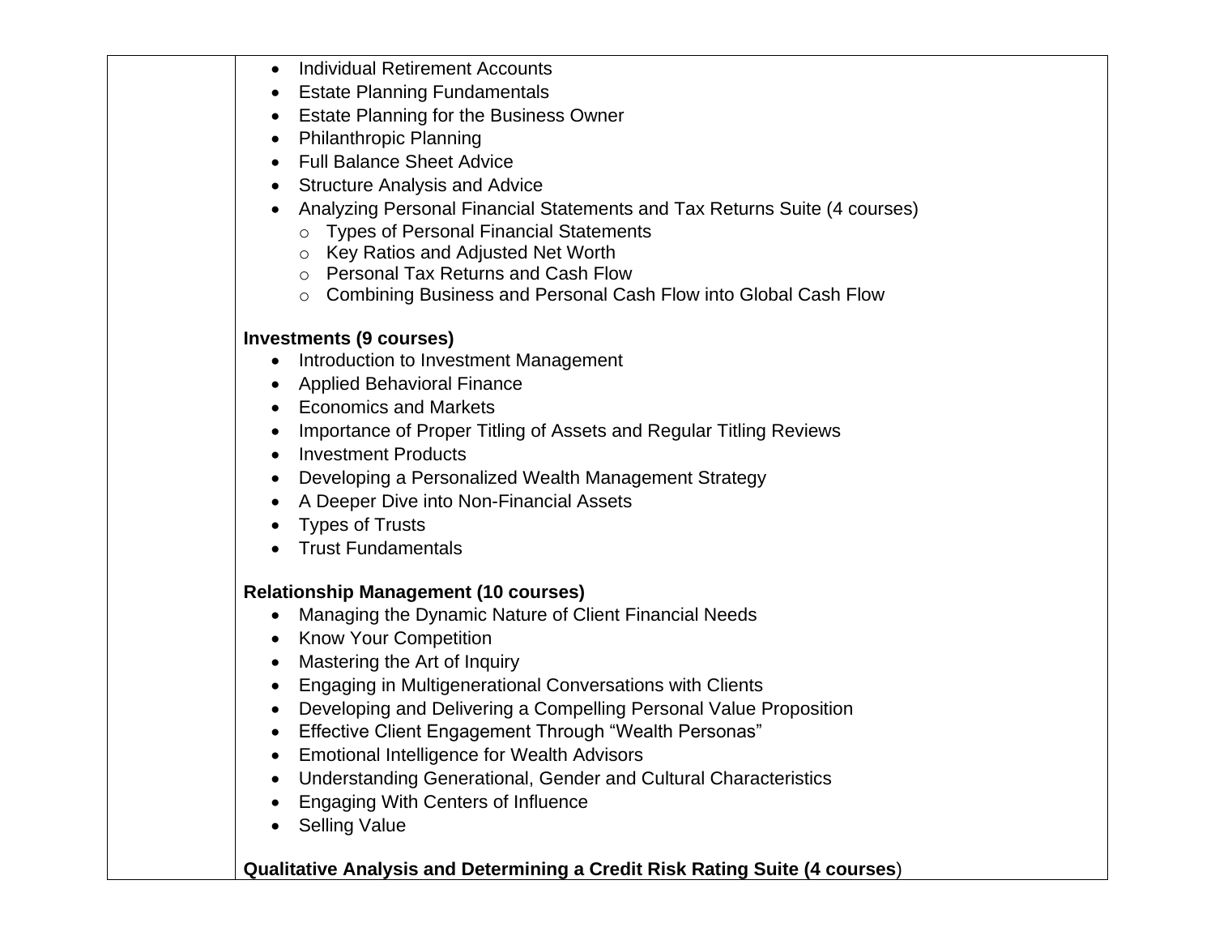| | |
|---|---|
| | • Individual Retirement Accounts<br>• Estate Planning Fundamentals<br>• Estate Planning for the Business Owner<br>• Philanthropic Planning<br>• Full Balance Sheet Advice<br>• Structure Analysis and Advice<br>• Analyzing Personal Financial Statements and Tax Returns Suite (4 courses)<br>&nbsp;&nbsp;&nbsp;&nbsp;○ Types of Personal Financial Statements<br>&nbsp;&nbsp;&nbsp;&nbsp;○ Key Ratios and Adjusted Net Worth<br>&nbsp;&nbsp;&nbsp;&nbsp;○ Personal Tax Returns and Cash Flow<br>&nbsp;&nbsp;&nbsp;&nbsp;○ Combining Business and Personal Cash Flow into Global Cash Flow<br><br>**Investments (9 courses)**<br>• Introduction to Investment Management<br>• Applied Behavioral Finance<br>• Economics and Markets<br>• Importance of Proper Titling of Assets and Regular Titling Reviews<br>• Investment Products<br>• Developing a Personalized Wealth Management Strategy<br>• A Deeper Dive into Non-Financial Assets<br>• Types of Trusts<br>• Trust Fundamentals<br><br>**Relationship Management (10 courses)**<br>• Managing the Dynamic Nature of Client Financial Needs<br>• Know Your Competition<br>• Mastering the Art of Inquiry<br>• Engaging in Multigenerational Conversations with Clients<br>• Developing and Delivering a Compelling Personal Value Proposition<br>• Effective Client Engagement Through "Wealth Personas"<br>• Emotional Intelligence for Wealth Advisors<br>• Understanding Generational, Gender and Cultural Characteristics<br>• Engaging With Centers of Influence<br>• Selling Value<br><br>**Qualitative Analysis and Determining a Credit Risk Rating Suite (4 courses**) |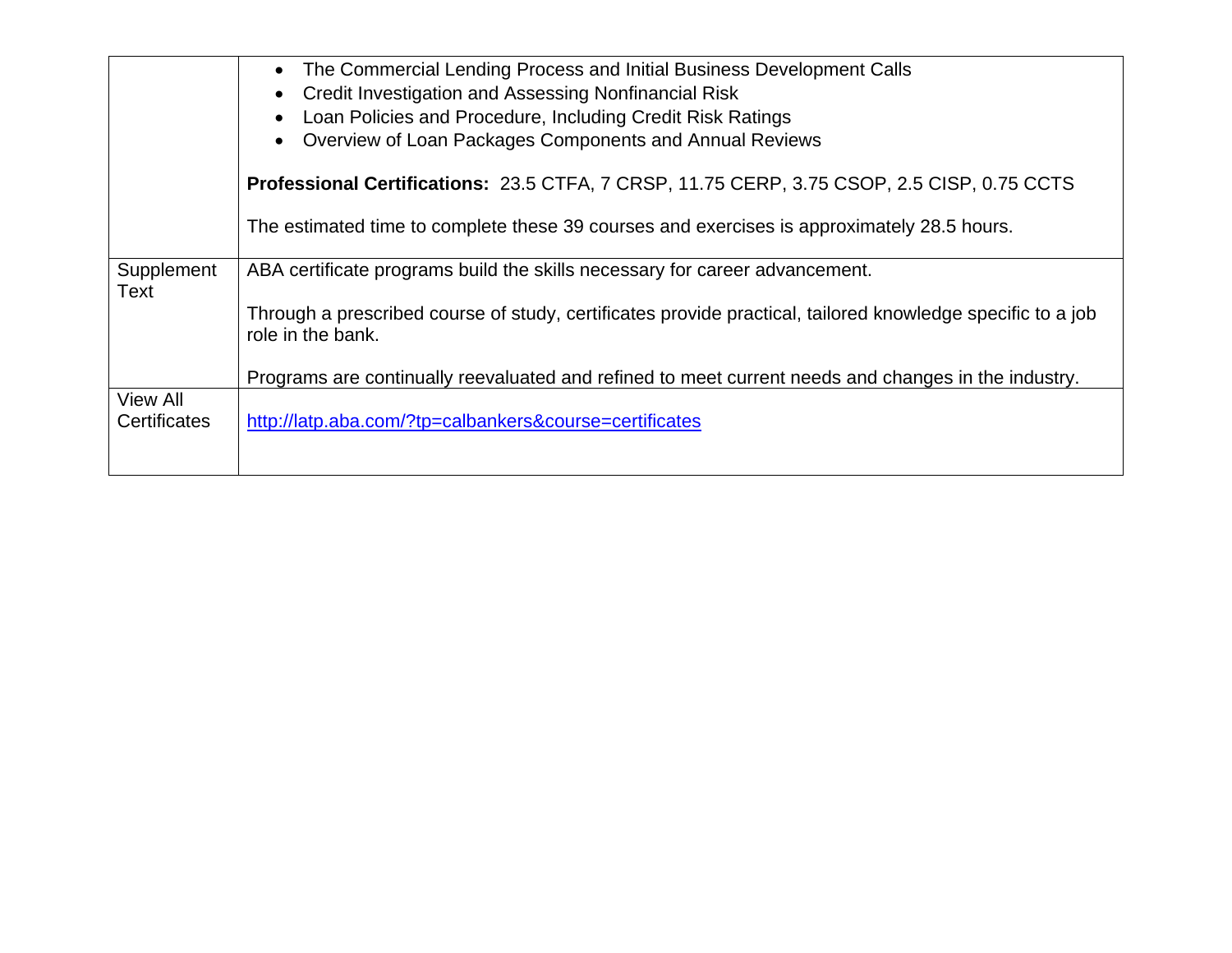| | |
|---|---|
| | • The Commercial Lending Process and Initial Business Development Calls<br>• Credit Investigation and Assessing Nonfinancial Risk<br>• Loan Policies and Procedure, Including Credit Risk Ratings<br>• Overview of Loan Packages Components and Annual Reviews<br><br>**Professional Certifications:** 23.5 CTFA, 7 CRSP, 11.75 CERP, 3.75 CSOP, 2.5 CISP, 0.75 CCTS<br><br>The estimated time to complete these 39 courses and exercises is approximately 28.5 hours. |
| Supplement Text | ABA certificate programs build the skills necessary for career advancement.<br><br>Through a prescribed course of study, certificates provide practical, tailored knowledge specific to a job role in the bank.<br><br>Programs are continually reevaluated and refined to meet current needs and changes in the industry. |
| View All Certificates | [http://latp.aba.com/?tp=calbankers&course=certificates](http://latp.aba.com/?tp=calbankers&course=certificates) |